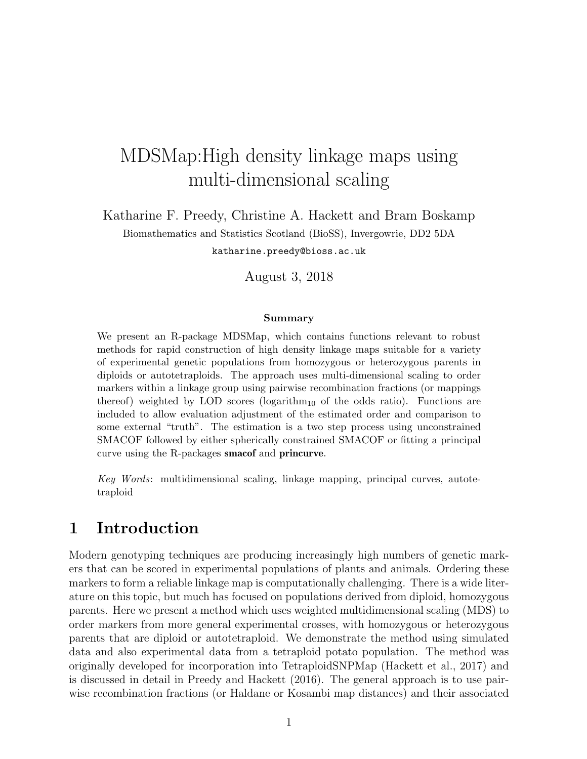# MDSMap:High density linkage maps using multi-dimensional scaling

Katharine F. Preedy, Christine A. Hackett and Bram Boskamp

Biomathematics and Statistics Scotland (BioSS), Invergowrie, DD2 5DA

katharine.preedy@bioss.ac.uk

August 3, 2018

**Summary**

We present an R-package MDSMap, which contains functions relevant to robust methods for rapid construction of high density linkage maps suitable for a variety of experimental genetic populations from homozygous or heterozygous parents in diploids or autotetraploids. The approach uses multi-dimensional scaling to order markers within a linkage group using pairwise recombination fractions (or mappings thereof) weighted by LOD scores (logarithm$_{10}$ of the odds ratio). Functions are included to allow evaluation adjustment of the estimated order and comparison to some external "truth". The estimation is a two step process using unconstrained SMACOF followed by either spherically constrained SMACOF or fitting a principal curve using the R-packages **smacof** and **princurve**.

*Key Words*: multidimensional scaling, linkage mapping, principal curves, autotetraploid

## 1 Introduction

Modern genotyping techniques are producing increasingly high numbers of genetic markers that can be scored in experimental populations of plants and animals. Ordering these markers to form a reliable linkage map is computationally challenging. There is a wide literature on this topic, but much has focused on populations derived from diploid, homozygous parents. Here we present a method which uses weighted multidimensional scaling (MDS) to order markers from more general experimental crosses, with homozygous or heterozygous parents that are diploid or autotetraploid. We demonstrate the method using simulated data and also experimental data from a tetraploid potato population. The method was originally developed for incorporation into TetraploidSNPMap (Hackett et al., 2017) and is discussed in detail in Preedy and Hackett (2016). The general approach is to use pairwise recombination fractions (or Haldane or Kosambi map distances) and their associated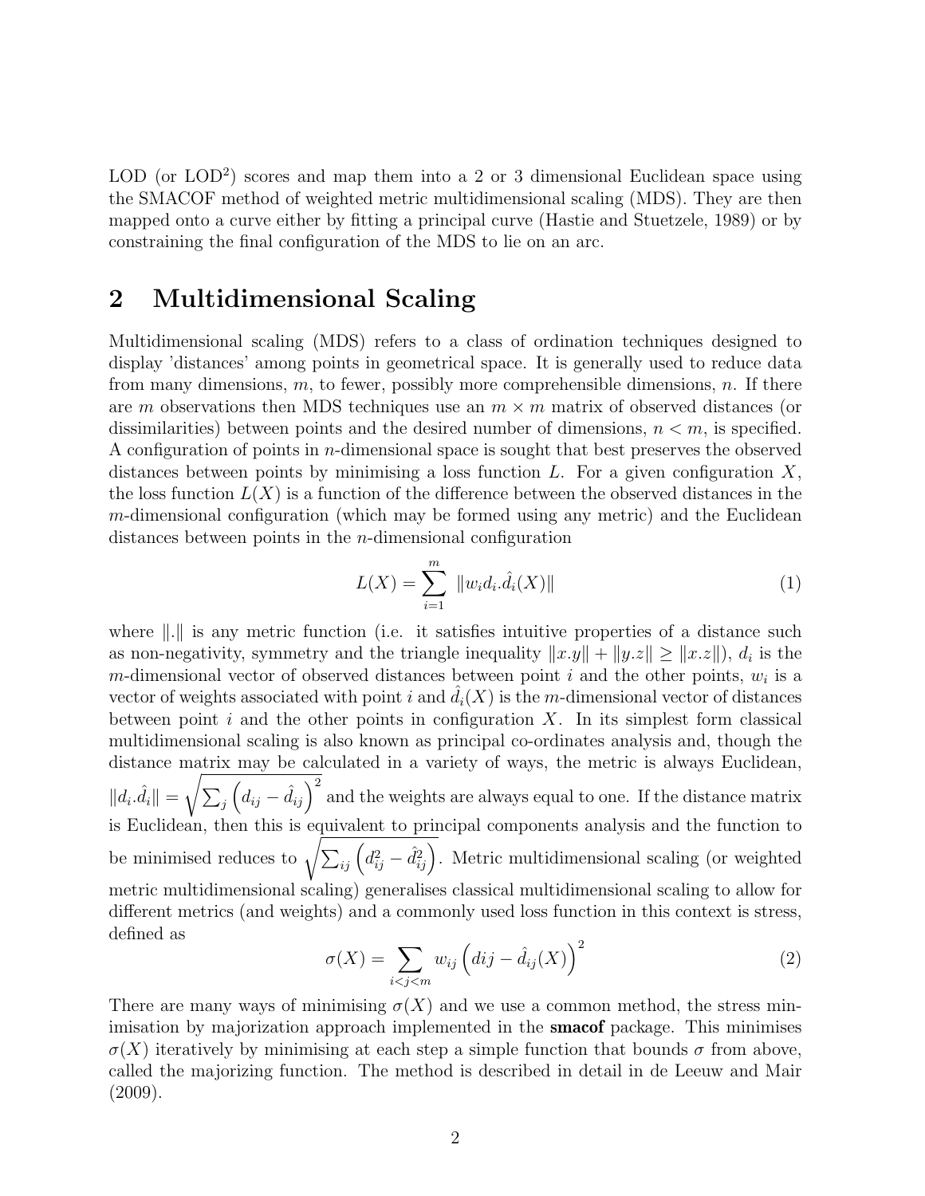LOD (or LOD[2]) scores and map them into a 2 or 3 dimensional Euclidean space using the SMACOF method of weighted metric multidimensional scaling (MDS). They are then mapped onto a curve either by fitting a principal curve (Hastie and Stuetzele, 1989) or by constraining the final configuration of the MDS to lie on an arc.

## 2 Multidimensional Scaling

Multidimensional scaling (MDS) refers to a class of ordination techniques designed to display 'distances' among points in geometrical space. It is generally used to reduce data from many dimensions, $m$, to fewer, possibly more comprehensible dimensions, $n$. If there are $m$ observations then MDS techniques use an $m \times m$ matrix of observed distances (or dissimilarities) between points and the desired number of dimensions, $n < m$, is specified. A configuration of points in $n$-dimensional space is sought that best preserves the observed distances between points by minimising a loss function $L$. For a given configuration $X$, the loss function $L(X)$ is a function of the difference between the observed distances in the $m$-dimensional configuration (which may be formed using any metric) and the Euclidean distances between points in the $n$-dimensional configuration

$$L(X) = \sum_{i=1}^{m} \|w_i d_i . \hat{d}_i(X)\| \tag{1}$$

where $\|.\|$ is any metric function (i.e. it satisfies intuitive properties of a distance such as non-negativity, symmetry and the triangle inequality $\|x.y\| + \|y.z\| \geq \|x.z\|$), $d_i$ is the $m$-dimensional vector of observed distances between point $i$ and the other points, $w_i$ is a vector of weights associated with point $i$ and $\hat{d}_i(X)$ is the $m$-dimensional vector of distances between point $i$ and the other points in configuration $X$. In its simplest form classical multidimensional scaling is also known as principal co-ordinates analysis and, though the distance matrix may be calculated in a variety of ways, the metric is always Euclidean, $\|d_i.\hat{d}_i\| = \sqrt{\sum_j \left(d_{ij} - \hat{d}_{ij}\right)^2}$ and the weights are always equal to one. If the distance matrix is Euclidean, then this is equivalent to principal components analysis and the function to be minimised reduces to $\sqrt{\sum_{ij} \left(d_{ij}^2 - \hat{d}_{ij}^2\right)}$. Metric multidimensional scaling (or weighted metric multidimensional scaling) generalises classical multidimensional scaling to allow for different metrics (and weights) and a commonly used loss function in this context is stress, defined as

$$\sigma(X) = \sum_{i<j<m} w_{ij} \left(dij - \hat{d}_{ij}(X)\right)^2 \tag{2}$$

There are many ways of minimising $\sigma(X)$ and we use a common method, the stress minimisation by majorization approach implemented in the **smacof** package. This minimises $\sigma(X)$ iteratively by minimising at each step a simple function that bounds $\sigma$ from above, called the majorizing function. The method is described in detail in de Leeuw and Mair (2009).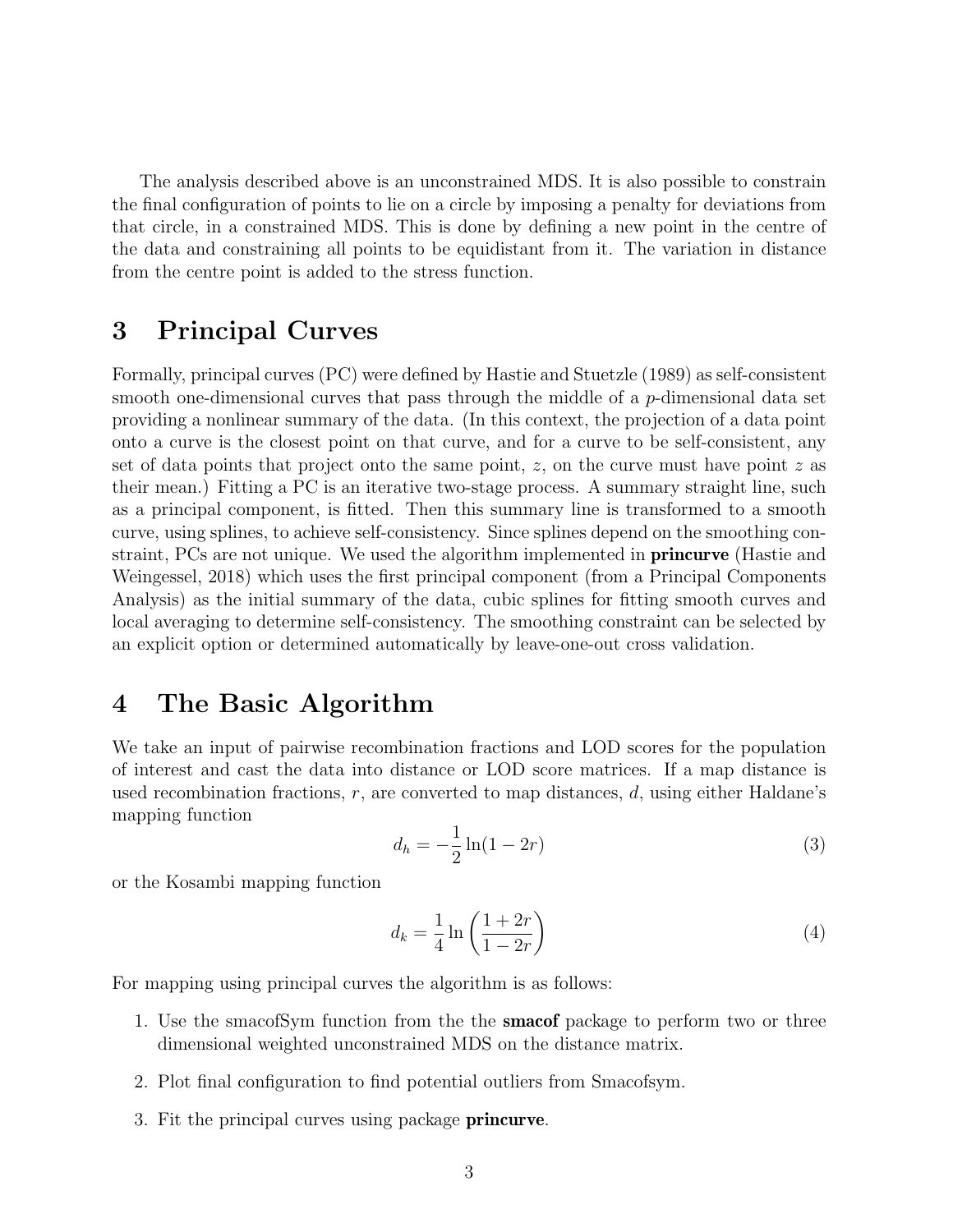The analysis described above is an unconstrained MDS. It is also possible to constrain the final configuration of points to lie on a circle by imposing a penalty for deviations from that circle, in a constrained MDS. This is done by defining a new point in the centre of the data and constraining all points to be equidistant from it. The variation in distance from the centre point is added to the stress function.

# 3 Principal Curves

Formally, principal curves (PC) were defined by Hastie and Stuetzle (1989) as self-consistent smooth one-dimensional curves that pass through the middle of a $p$-dimensional data set providing a nonlinear summary of the data. (In this context, the projection of a data point onto a curve is the closest point on that curve, and for a curve to be self-consistent, any set of data points that project onto the same point, $z$, on the curve must have point $z$ as their mean.) Fitting a PC is an iterative two-stage process. A summary straight line, such as a principal component, is fitted. Then this summary line is transformed to a smooth curve, using splines, to achieve self-consistency. Since splines depend on the smoothing constraint, PCs are not unique. We used the algorithm implemented in **princurve** (Hastie and Weingessel, 2018) which uses the first principal component (from a Principal Components Analysis) as the initial summary of the data, cubic splines for fitting smooth curves and local averaging to determine self-consistency. The smoothing constraint can be selected by an explicit option or determined automatically by leave-one-out cross validation.

# 4 The Basic Algorithm

We take an input of pairwise recombination fractions and LOD scores for the population of interest and cast the data into distance or LOD score matrices. If a map distance is used recombination fractions, $r$, are converted to map distances, $d$, using either Haldane's mapping function

$$d_h = -\frac{1}{2}\ln(1-2r) \tag{3}$$

or the Kosambi mapping function

$$d_k = \frac{1}{4}\ln\left(\frac{1+2r}{1-2r}\right) \tag{4}$$

For mapping using principal curves the algorithm is as follows:

1. Use the smacofSym function from the the **smacof** package to perform two or three dimensional weighted unconstrained MDS on the distance matrix.
2. Plot final configuration to find potential outliers from Smacofsym.
3. Fit the principal curves using package **princurve**.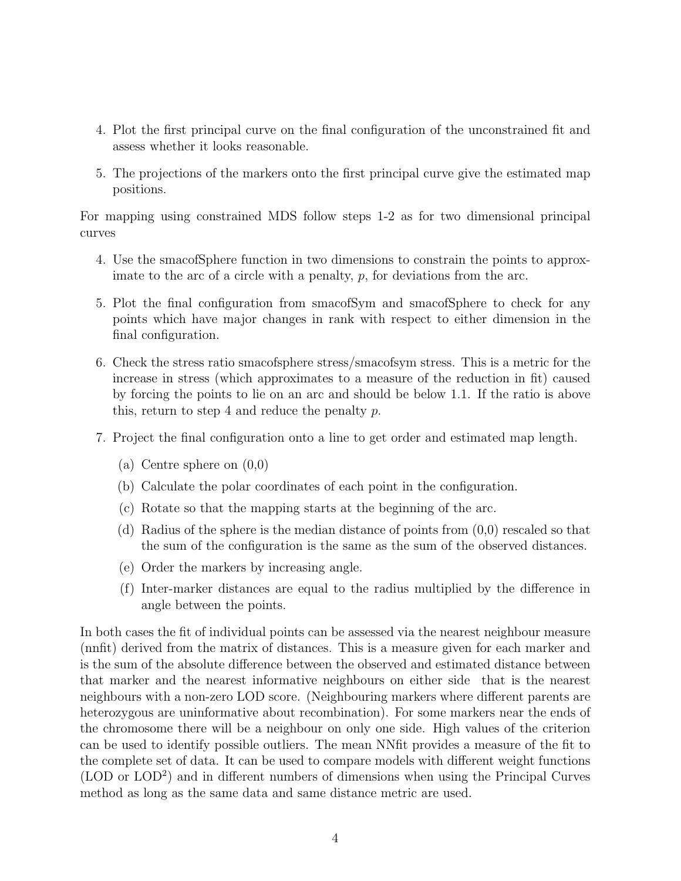4. Plot the first principal curve on the final configuration of the unconstrained fit and assess whether it looks reasonable.

5. The projections of the markers onto the first principal curve give the estimated map positions.

For mapping using constrained MDS follow steps 1-2 as for two dimensional principal curves

4. Use the smacofSphere function in two dimensions to constrain the points to approximate to the arc of a circle with a penalty, $p$, for deviations from the arc.

5. Plot the final configuration from smacofSym and smacofSphere to check for any points which have major changes in rank with respect to either dimension in the final configuration.

6. Check the stress ratio smacofsphere stress/smacofsym stress. This is a metric for the increase in stress (which approximates to a measure of the reduction in fit) caused by forcing the points to lie on an arc and should be below 1.1. If the ratio is above this, return to step 4 and reduce the penalty $p$.

7. Project the final configuration onto a line to get order and estimated map length.

   (a) Centre sphere on (0,0)

   (b) Calculate the polar coordinates of each point in the configuration.

   (c) Rotate so that the mapping starts at the beginning of the arc.

   (d) Radius of the sphere is the median distance of points from (0,0) rescaled so that the sum of the configuration is the same as the sum of the observed distances.

   (e) Order the markers by increasing angle.

   (f) Inter-marker distances are equal to the radius multiplied by the difference in angle between the points.

In both cases the fit of individual points can be assessed via the nearest neighbour measure (nnfit) derived from the matrix of distances. This is a measure given for each marker and is the sum of the absolute difference between the observed and estimated distance between that marker and the nearest informative neighbours on either side that is the nearest neighbours with a non-zero LOD score. (Neighbouring markers where different parents are heterozygous are uninformative about recombination). For some markers near the ends of the chromosome there will be a neighbour on only one side. High values of the criterion can be used to identify possible outliers. The mean NNfit provides a measure of the fit to the complete set of data. It can be used to compare models with different weight functions (LOD or $\text{LOD}^2$) and in different numbers of dimensions when using the Principal Curves method as long as the same data and same distance metric are used.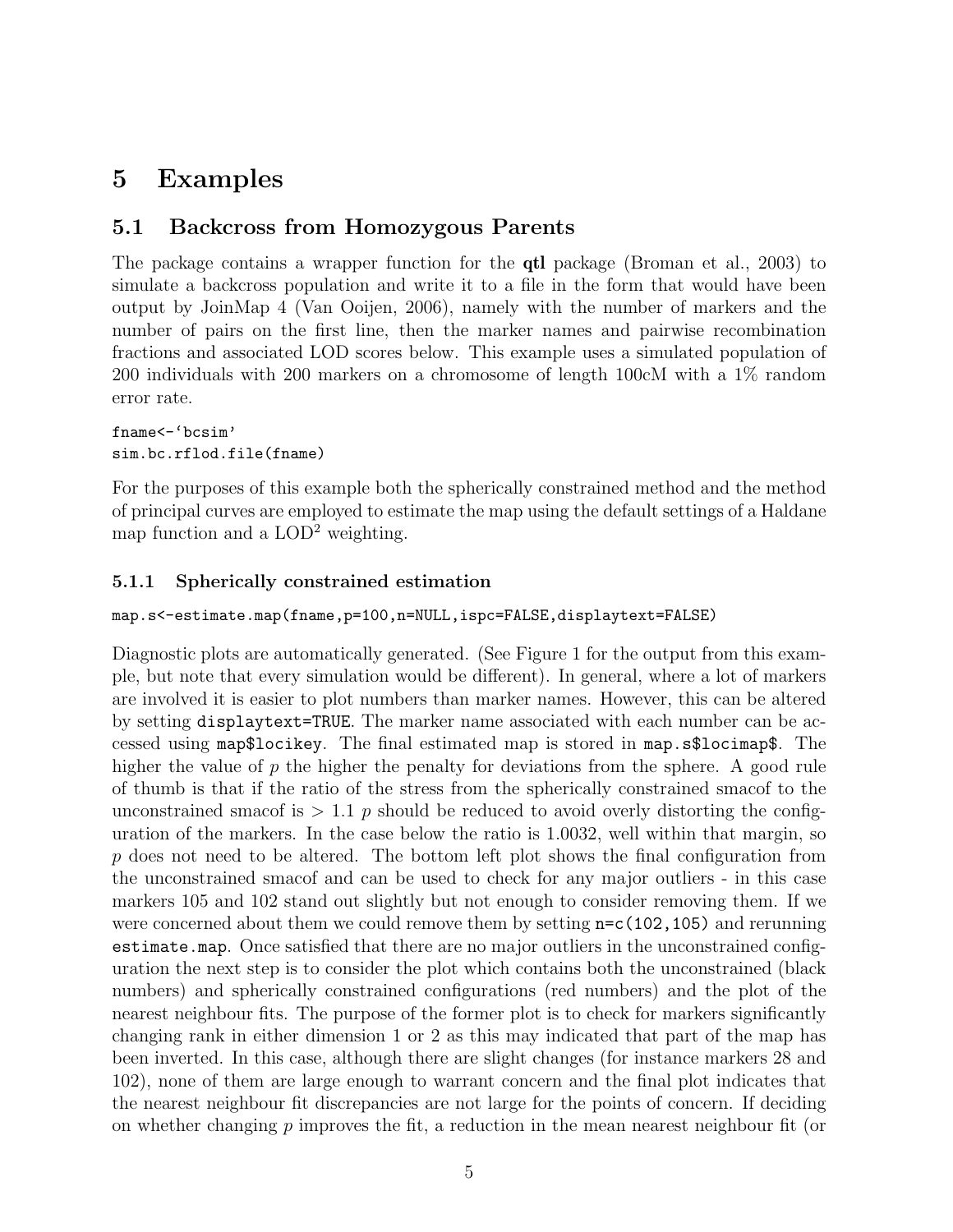# 5 Examples

## 5.1 Backcross from Homozygous Parents

The package contains a wrapper function for the **qtl** package (Broman et al., 2003) to simulate a backcross population and write it to a file in the form that would have been output by JoinMap 4 (Van Ooijen, 2006), namely with the number of markers and the number of pairs on the first line, then the marker names and pairwise recombination fractions and associated LOD scores below. This example uses a simulated population of 200 individuals with 200 markers on a chromosome of length 100cM with a 1% random error rate.

```
fname<-'bcsim'
sim.bc.rflod.file(fname)
```

For the purposes of this example both the spherically constrained method and the method of principal curves are employed to estimate the map using the default settings of a Haldane map function and a LOD$^2$ weighting.

### 5.1.1 Spherically constrained estimation

```
map.s<-estimate.map(fname,p=100,n=NULL,ispc=FALSE,displaytext=FALSE)
```

Diagnostic plots are automatically generated. (See Figure 1 for the output from this example, but note that every simulation would be different). In general, where a lot of markers are involved it is easier to plot numbers than marker names. However, this can be altered by setting `displaytext=TRUE`. The marker name associated with each number can be accessed using `map$locikey`. The final estimated map is stored in `map.s$locimap$`. The higher the value of $p$ the higher the penalty for deviations from the sphere. A good rule of thumb is that if the ratio of the stress from the spherically constrained smacof to the unconstrained smacof is $> 1.1$ $p$ should be reduced to avoid overly distorting the configuration of the markers. In the case below the ratio is 1.0032, well within that margin, so $p$ does not need to be altered. The bottom left plot shows the final configuration from the unconstrained smacof and can be used to check for any major outliers - in this case markers 105 and 102 stand out slightly but not enough to consider removing them. If we were concerned about them we could remove them by setting `n=c(102,105)` and rerunning `estimate.map`. Once satisfied that there are no major outliers in the unconstrained configuration the next step is to consider the plot which contains both the unconstrained (black numbers) and spherically constrained configurations (red numbers) and the plot of the nearest neighbour fits. The purpose of the former plot is to check for markers significantly changing rank in either dimension 1 or 2 as this may indicated that part of the map has been inverted. In this case, although there are slight changes (for instance markers 28 and 102), none of them are large enough to warrant concern and the final plot indicates that the nearest neighbour fit discrepancies are not large for the points of concern. If deciding on whether changing $p$ improves the fit, a reduction in the mean nearest neighbour fit (or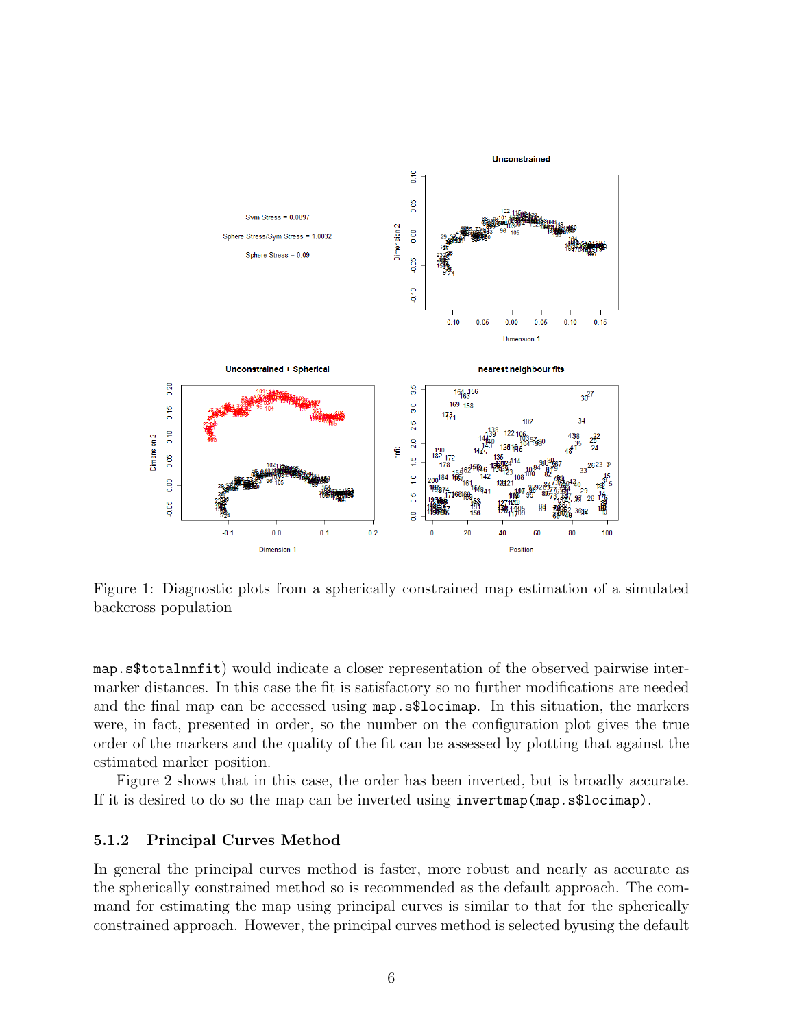Figure 1: Diagnostic plots from a spherically constrained map estimation of a simulated backcross population

map.s$totalnnfit) would indicate a closer representation of the observed pairwise intermarker distances. In this case the fit is satisfactory so no further modifications are needed and the final map can be accessed using map.s$locimap. In this situation, the markers were, in fact, presented in order, so the number on the configuration plot gives the true order of the markers and the quality of the fit can be assessed by plotting that against the estimated marker position.

Figure 2 shows that in this case, the order has been inverted, but is broadly accurate. If it is desired to do so the map can be inverted using invertmap(map.s$locimap).

### 5.1.2 Principal Curves Method

In general the principal curves method is faster, more robust and nearly as accurate as the spherically constrained method so is recommended as the default approach. The command for estimating the map using principal curves is similar to that for the spherically constrained approach. However, the principal curves method is selected byusing the default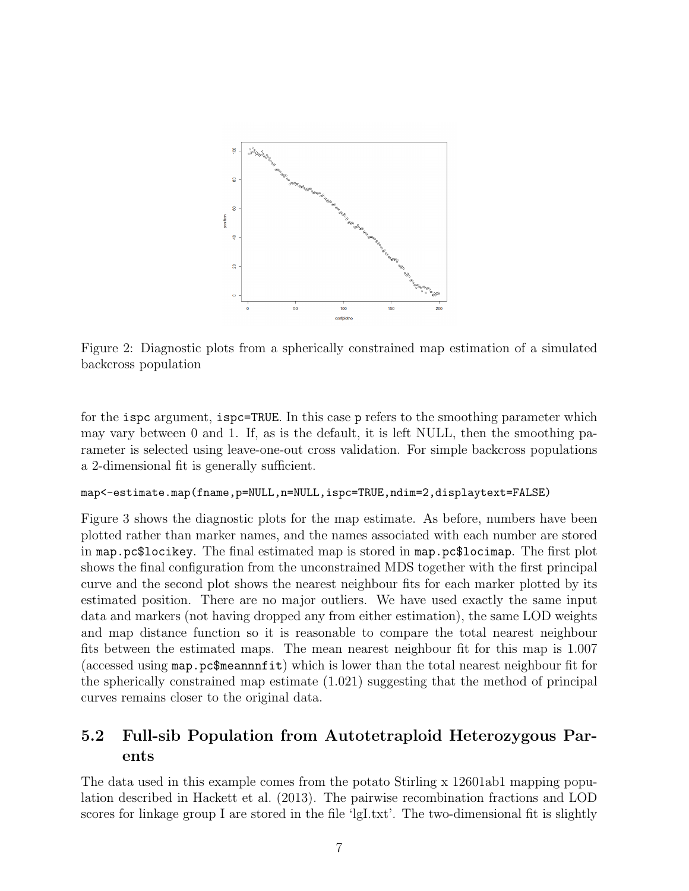Figure 2: Diagnostic plots from a spherically constrained map estimation of a simulated backcross population

for the ispc argument, ispc=TRUE. In this case p refers to the smoothing parameter which may vary between 0 and 1. If, as is the default, it is left NULL, then the smoothing parameter is selected using leave-one-out cross validation. For simple backcross populations a 2-dimensional fit is generally sufficient.

```
map<-estimate.map(fname,p=NULL,n=NULL,ispc=TRUE,ndim=2,displaytext=FALSE)
```

Figure 3 shows the diagnostic plots for the map estimate. As before, numbers have been plotted rather than marker names, and the names associated with each number are stored in map.pc$locikey. The final estimated map is stored in map.pc$locimap. The first plot shows the final configuration from the unconstrained MDS together with the first principal curve and the second plot shows the nearest neighbour fits for each marker plotted by its estimated position. There are no major outliers. We have used exactly the same input data and markers (not having dropped any from either estimation), the same LOD weights and map distance function so it is reasonable to compare the total nearest neighbour fits between the estimated maps. The mean nearest neighbour fit for this map is 1.007 (accessed using map.pc$meannnfit) which is lower than the total nearest neighbour fit for the spherically constrained map estimate (1.021) suggesting that the method of principal curves remains closer to the original data.

## 5.2 Full-sib Population from Autotetraploid Heterozygous Parents

The data used in this example comes from the potato Stirling x 12601ab1 mapping population described in Hackett et al. (2013). The pairwise recombination fractions and LOD scores for linkage group I are stored in the file 'lgI.txt'. The two-dimensional fit is slightly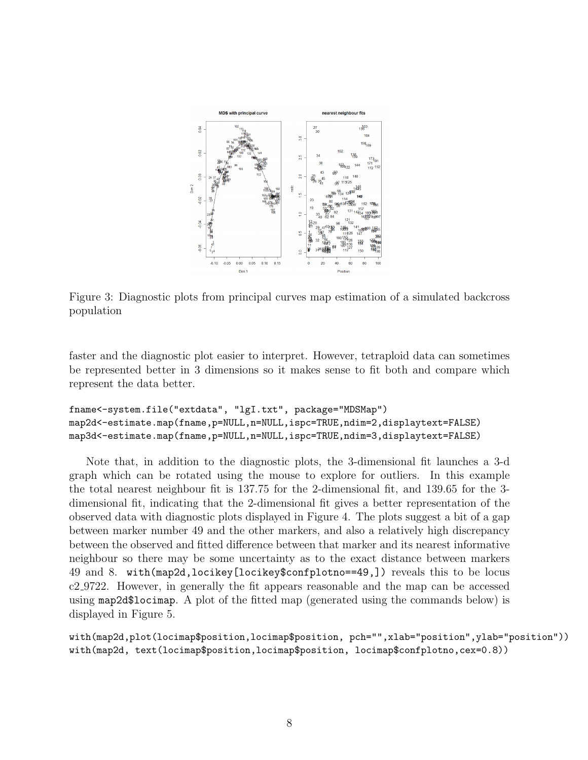Figure 3: Diagnostic plots from principal curves map estimation of a simulated backcross population

faster and the diagnostic plot easier to interpret. However, tetraploid data can sometimes be represented better in 3 dimensions so it makes sense to fit both and compare which represent the data better.

```
fname<-system.file("extdata", "lgI.txt", package="MDSMap")
map2d<-estimate.map(fname,p=NULL,n=NULL,ispc=TRUE,ndim=2,displaytext=FALSE)
map3d<-estimate.map(fname,p=NULL,n=NULL,ispc=TRUE,ndim=3,displaytext=FALSE)
```

Note that, in addition to the diagnostic plots, the 3-dimensional fit launches a 3-d graph which can be rotated using the mouse to explore for outliers. In this example the total nearest neighbour fit is 137.75 for the 2-dimensional fit, and 139.65 for the 3-dimensional fit, indicating that the 2-dimensional fit gives a better representation of the observed data with diagnostic plots displayed in Figure 4. The plots suggest a bit of a gap between marker number 49 and the other markers, and also a relatively high discrepancy between the observed and fitted difference between that marker and its nearest informative neighbour so there may be some uncertainty as to the exact distance between markers 49 and 8. `with(map2d,locikey[locikey$confplotno==49,])` reveals this to be locus c2_9722. However, in generally the fit appears reasonable and the map can be accessed using `map2d$locimap`. A plot of the fitted map (generated using the commands below) is displayed in Figure 5.

```
with(map2d,plot(locimap$position,locimap$position, pch="",xlab="position",ylab="position"))
with(map2d, text(locimap$position,locimap$position, locimap$confplotno,cex=0.8))
```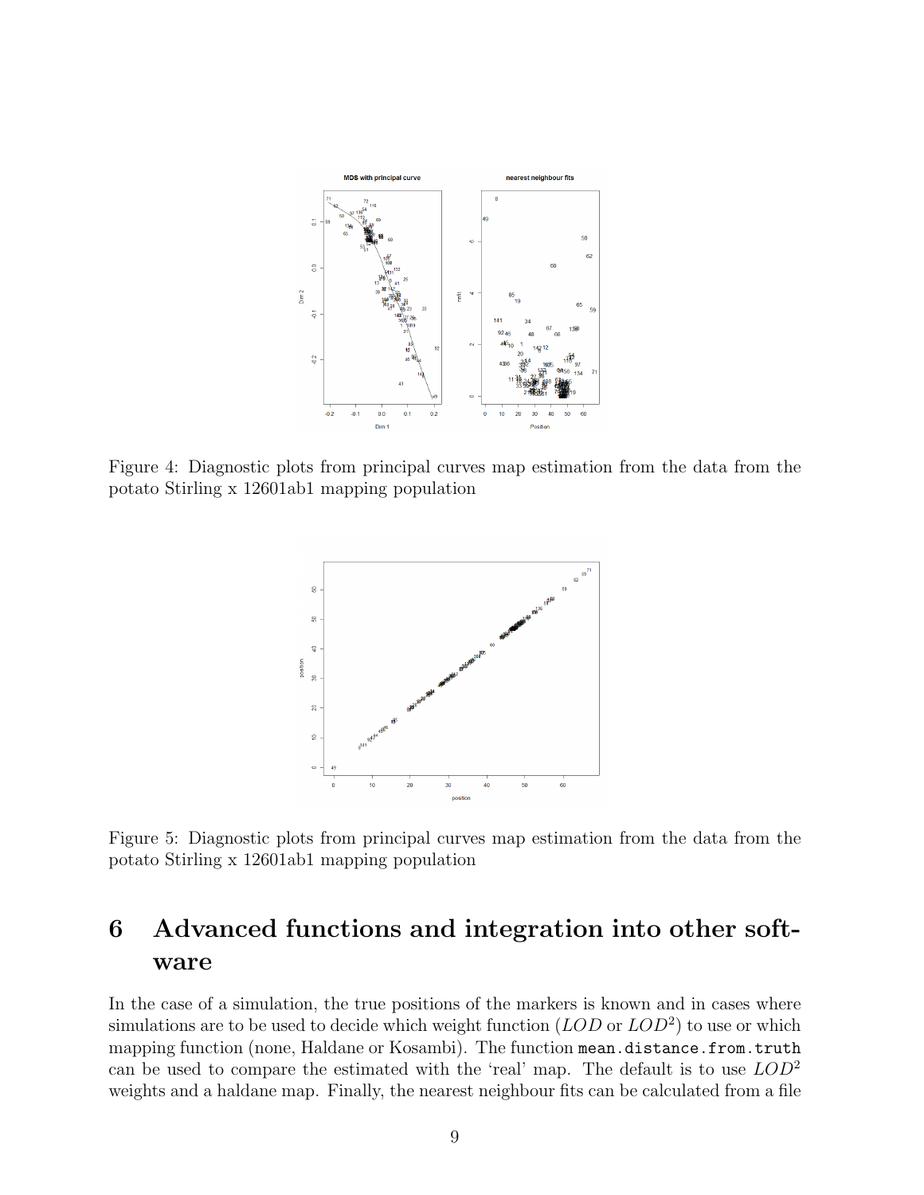Figure 4: Diagnostic plots from principal curves map estimation from the data from the potato Stirling x 12601ab1 mapping population

Figure 5: Diagnostic plots from principal curves map estimation from the data from the potato Stirling x 12601ab1 mapping population

# 6 Advanced functions and integration into other software

In the case of a simulation, the true positions of the markers is known and in cases where simulations are to be used to decide which weight function ($LOD$ or $LOD^2$) to use or which mapping function (none, Haldane or Kosambi). The function `mean.distance.from.truth` can be used to compare the estimated with the 'real' map. The default is to use $LOD^2$ weights and a haldane map. Finally, the nearest neighbour fits can be calculated from a file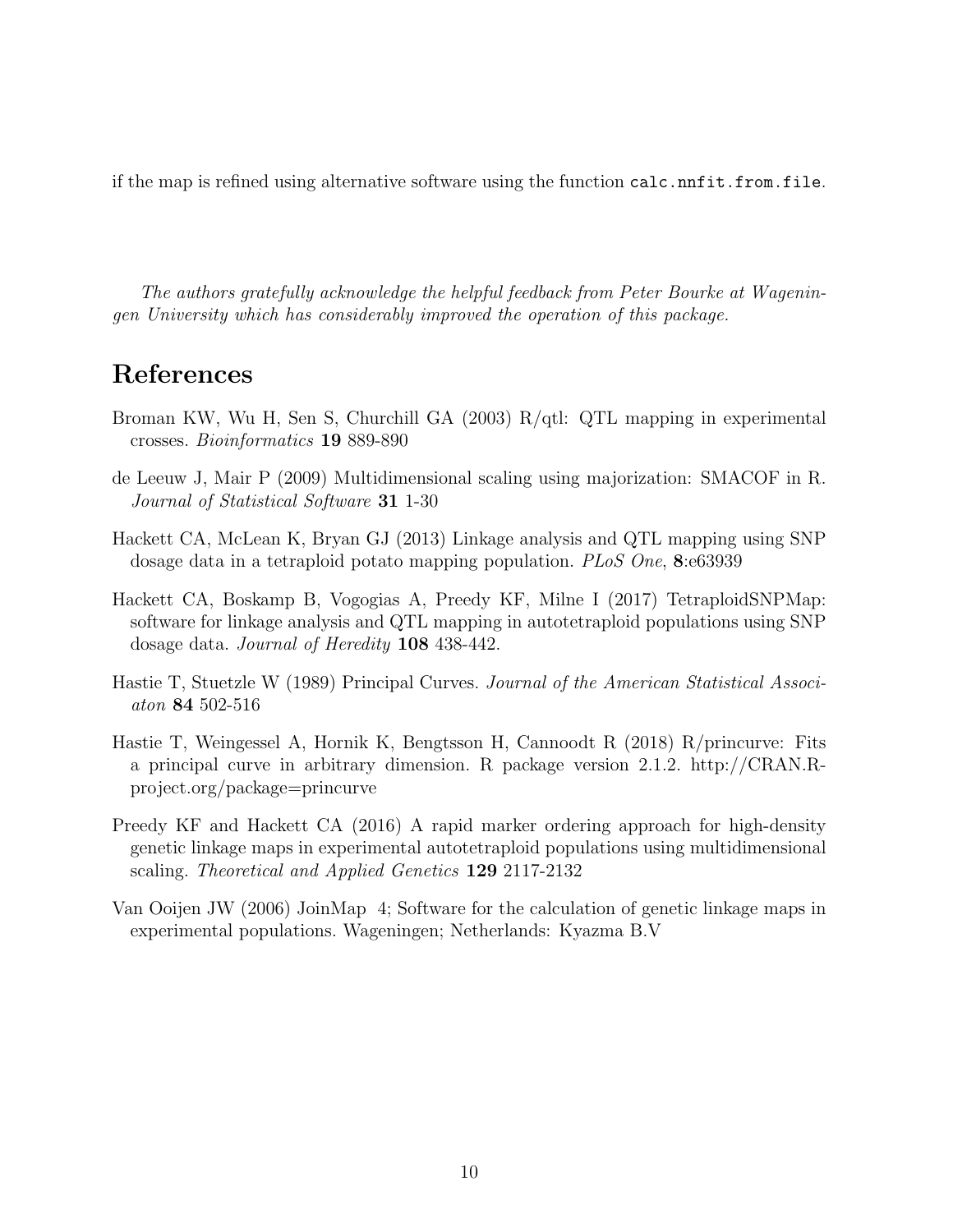if the map is refined using alternative software using the function `calc.nnfit.from.file`.

*The authors gratefully acknowledge the helpful feedback from Peter Bourke at Wageningen University which has considerably improved the operation of this package.*

# References

Broman KW, Wu H, Sen S, Churchill GA (2003) R/qtl: QTL mapping in experimental crosses. *Bioinformatics* **19** 889-890

de Leeuw J, Mair P (2009) Multidimensional scaling using majorization: SMACOF in R. *Journal of Statistical Software* **31** 1-30

Hackett CA, McLean K, Bryan GJ (2013) Linkage analysis and QTL mapping using SNP dosage data in a tetraploid potato mapping population. *PLoS One*, **8**:e63939

Hackett CA, Boskamp B, Vogogias A, Preedy KF, Milne I (2017) TetraploidSNPMap: software for linkage analysis and QTL mapping in autotetraploid populations using SNP dosage data. *Journal of Heredity* **108** 438-442.

Hastie T, Stuetzle W (1989) Principal Curves. *Journal of the American Statistical Associaton* **84** 502-516

Hastie T, Weingessel A, Hornik K, Bengtsson H, Cannoodt R (2018) R/princurve: Fits a principal curve in arbitrary dimension. R package version 2.1.2. http://CRAN.R-project.org/package=princurve

Preedy KF and Hackett CA (2016) A rapid marker ordering approach for high-density genetic linkage maps in experimental autotetraploid populations using multidimensional scaling. *Theoretical and Applied Genetics* **129** 2117-2132

Van Ooijen JW (2006) JoinMap 4; Software for the calculation of genetic linkage maps in experimental populations. Wageningen; Netherlands: Kyazma B.V